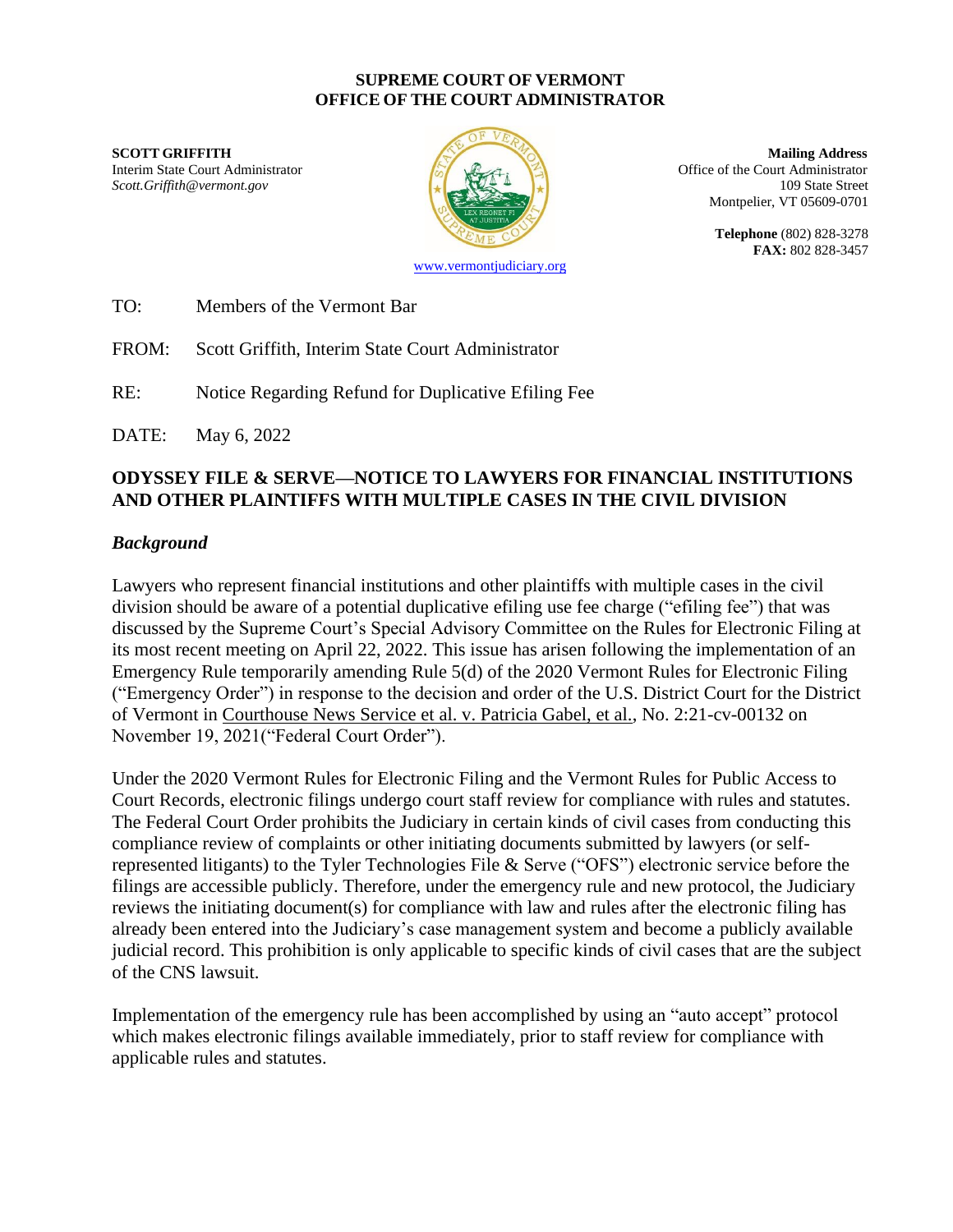**SUPREME COURT OF VERMONT**
**OFFICE OF THE COURT ADMINISTRATOR**

**SCOTT GRIFFITH**
Interim State Court Administrator
*Scott.Griffith@vermont.gov*

**Mailing Address**
Office of the Court Administrator
109 State Street
Montpelier, VT 05609-0701

**Telephone** (802) 828-3278
**FAX:** 802 828-3457

www.vermontjudiciary.org

TO: Members of the Vermont Bar

FROM: Scott Griffith, Interim State Court Administrator

RE: Notice Regarding Refund for Duplicative Efiling Fee

DATE: May 6, 2022

**ODYSSEY FILE & SERVE—NOTICE TO LAWYERS FOR FINANCIAL INSTITUTIONS AND OTHER PLAINTIFFS WITH MULTIPLE CASES IN THE CIVIL DIVISION**

### *Background*

Lawyers who represent financial institutions and other plaintiffs with multiple cases in the civil division should be aware of a potential duplicative efiling use fee charge ("efiling fee") that was discussed by the Supreme Court's Special Advisory Committee on the Rules for Electronic Filing at its most recent meeting on April 22, 2022. This issue has arisen following the implementation of an Emergency Rule temporarily amending Rule 5(d) of the 2020 Vermont Rules for Electronic Filing ("Emergency Order") in response to the decision and order of the U.S. District Court for the District of Vermont in Courthouse News Service et al. v. Patricia Gabel, et al., No. 2:21-cv-00132 on November 19, 2021("Federal Court Order").

Under the 2020 Vermont Rules for Electronic Filing and the Vermont Rules for Public Access to Court Records, electronic filings undergo court staff review for compliance with rules and statutes. The Federal Court Order prohibits the Judiciary in certain kinds of civil cases from conducting this compliance review of complaints or other initiating documents submitted by lawyers (or self-represented litigants) to the Tyler Technologies File & Serve ("OFS") electronic service before the filings are accessible publicly. Therefore, under the emergency rule and new protocol, the Judiciary reviews the initiating document(s) for compliance with law and rules after the electronic filing has already been entered into the Judiciary's case management system and become a publicly available judicial record. This prohibition is only applicable to specific kinds of civil cases that are the subject of the CNS lawsuit.

Implementation of the emergency rule has been accomplished by using an "auto accept" protocol which makes electronic filings available immediately, prior to staff review for compliance with applicable rules and statutes.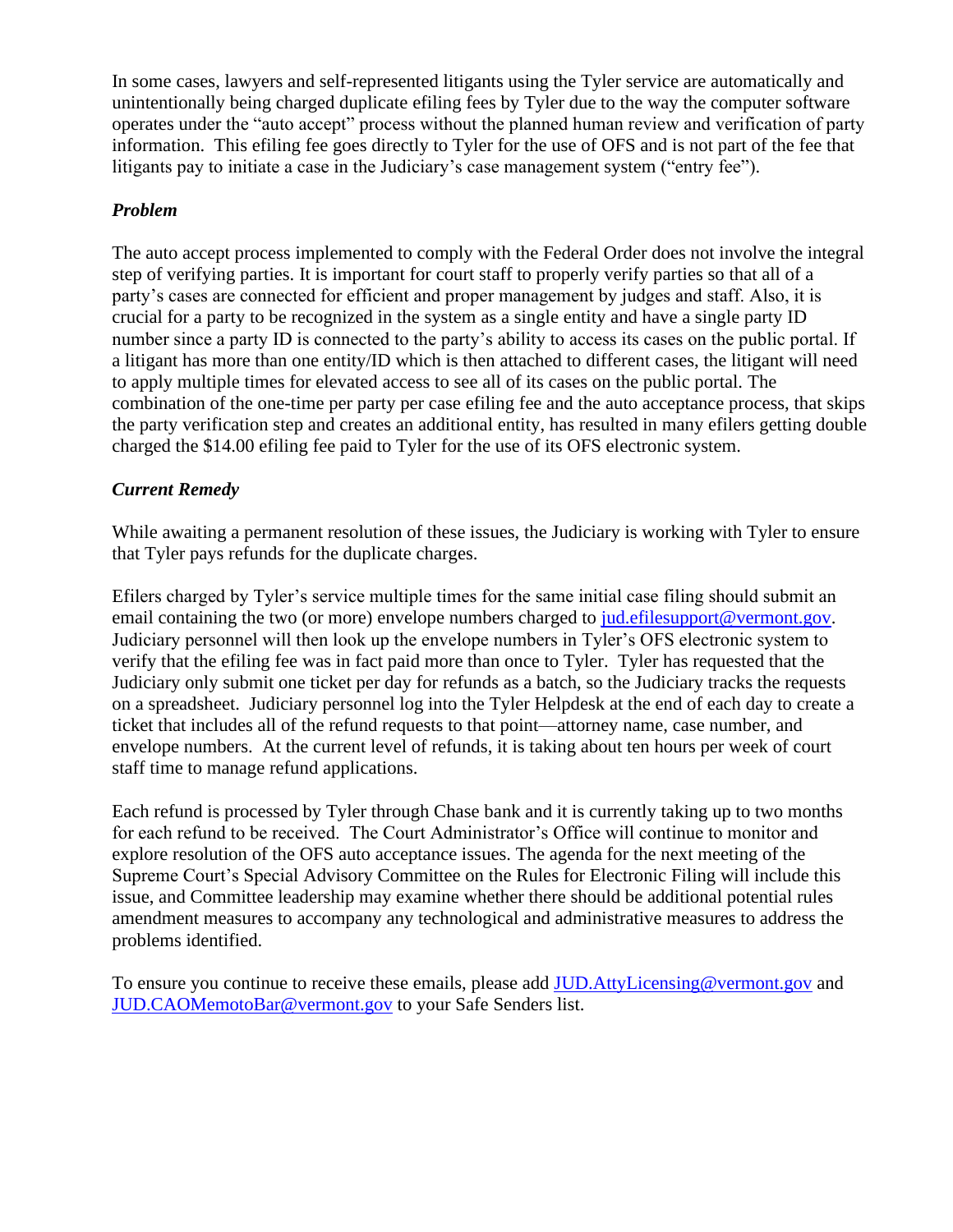In some cases, lawyers and self-represented litigants using the Tyler service are automatically and unintentionally being charged duplicate efiling fees by Tyler due to the way the computer software operates under the "auto accept" process without the planned human review and verification of party information. This efiling fee goes directly to Tyler for the use of OFS and is not part of the fee that litigants pay to initiate a case in the Judiciary's case management system ("entry fee").

***Problem***

The auto accept process implemented to comply with the Federal Order does not involve the integral step of verifying parties. It is important for court staff to properly verify parties so that all of a party's cases are connected for efficient and proper management by judges and staff. Also, it is crucial for a party to be recognized in the system as a single entity and have a single party ID number since a party ID is connected to the party's ability to access its cases on the public portal. If a litigant has more than one entity/ID which is then attached to different cases, the litigant will need to apply multiple times for elevated access to see all of its cases on the public portal. The combination of the one-time per party per case efiling fee and the auto acceptance process, that skips the party verification step and creates an additional entity, has resulted in many efilers getting double charged the $14.00 efiling fee paid to Tyler for the use of its OFS electronic system.

***Current Remedy***

While awaiting a permanent resolution of these issues, the Judiciary is working with Tyler to ensure that Tyler pays refunds for the duplicate charges.

Efilers charged by Tyler's service multiple times for the same initial case filing should submit an email containing the two (or more) envelope numbers charged to [jud.efilesupport@vermont.gov](mailto:jud.efilesupport@vermont.gov). Judiciary personnel will then look up the envelope numbers in Tyler's OFS electronic system to verify that the efiling fee was in fact paid more than once to Tyler. Tyler has requested that the Judiciary only submit one ticket per day for refunds as a batch, so the Judiciary tracks the requests on a spreadsheet. Judiciary personnel log into the Tyler Helpdesk at the end of each day to create a ticket that includes all of the refund requests to that point—attorney name, case number, and envelope numbers. At the current level of refunds, it is taking about ten hours per week of court staff time to manage refund applications.

Each refund is processed by Tyler through Chase bank and it is currently taking up to two months for each refund to be received. The Court Administrator's Office will continue to monitor and explore resolution of the OFS auto acceptance issues. The agenda for the next meeting of the Supreme Court's Special Advisory Committee on the Rules for Electronic Filing will include this issue, and Committee leadership may examine whether there should be additional potential rules amendment measures to accompany any technological and administrative measures to address the problems identified.

To ensure you continue to receive these emails, please add [JUD.AttyLicensing@vermont.gov](mailto:JUD.AttyLicensing@vermont.gov) and [JUD.CAOMemotoBar@vermont.gov](mailto:JUD.CAOMemotoBar@vermont.gov) to your Safe Senders list.